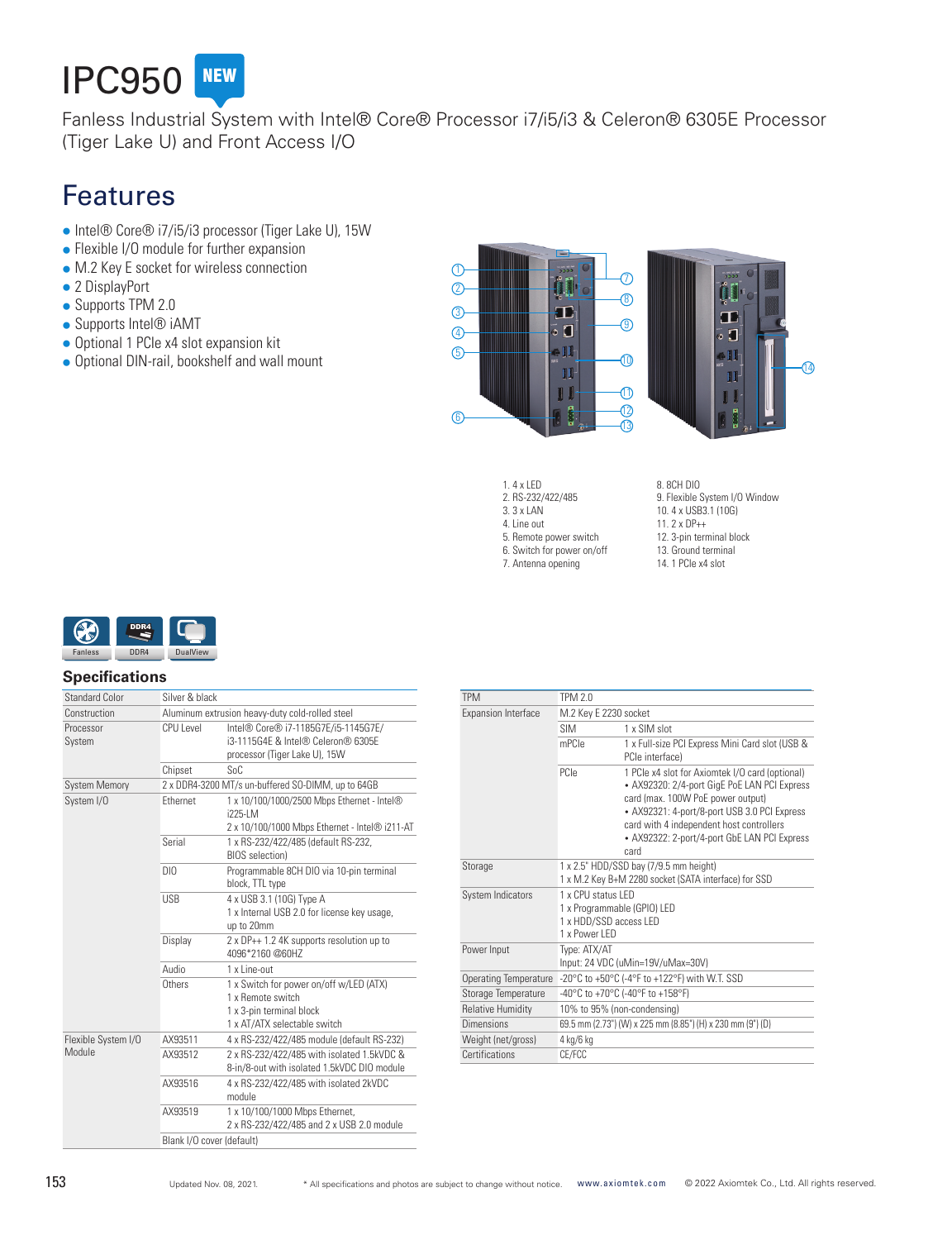# IPC950 NEW

Fanless Industrial System with Intel® Core® Processor i7/i5/i3 & Celeron® 6305E Processor (Tiger Lake U) and Front Access I/O

## Features

- Intel® Core® i7/i5/i3 processor (Tiger Lake U), 15W
- Flexible I/O module for further expansion
- M.2 Key E socket for wireless connection
- 2 DisplayPort
- Supports TPM 2.0
- Supports Intel® iAMT
- Optional 1 PCIe x4 slot expansion kit
- Optional DIN-rail, bookshelf and wall mount

1. 4 x LED
2. RS-232/422/485
3. 3 x LAN
4. Line out
5. Remote power switch
6. Switch for power on/off
7. Antenna opening
8. 8CH DIO
9. Flexible System I/O Window
10. 4 x USB3.1 (10G)
11. 2 x DP++
12. 3-pin terminal block
13. Ground terminal
14. 1 PCIe x4 slot

Fanless | DDR4 | DualView

## Specifications

| | | |
|---|---|---|
| Standard Color | Silver & black | |
| Construction | Aluminum extrusion heavy-duty cold-rolled steel | |
| Processor System | CPU Level | Intel® Core® i7-1185G7E/i5-1145G7E/ i3-1115G4E & Intel® Celeron® 6305E processor (Tiger Lake U), 15W |
| | Chipset | SoC |
| System Memory | 2 x DDR4-3200 MT/s un-buffered SO-DIMM, up to 64GB | |
| System I/O | Ethernet | 1 x 10/100/1000/2500 Mbps Ethernet - Intel® i225-LM<br>2 x 10/100/1000 Mbps Ethernet - Intel® i211-AT |
| | Serial | 1 x RS-232/422/485 (default RS-232, BIOS selection) |
| | DIO | Programmable 8CH DIO via 10-pin terminal block, TTL type |
| | USB | 4 x USB 3.1 (10G) Type A<br>1 x Internal USB 2.0 for license key usage, up to 20mm |
| | Display | 2 x DP++ 1.2 4K supports resolution up to 4096*2160 @60HZ |
| | Audio | 1 x Line-out |
| | Others | 1 x Switch for power on/off w/LED (ATX)<br>1 x Remote switch<br>1 x 3-pin terminal block<br>1 x AT/ATX selectable switch |
| Flexible System I/O Module | AX93511 | 4 x RS-232/422/485 module (default RS-232) |
| | AX93512 | 2 x RS-232/422/485 with isolated 1.5kVDC & 8-in/8-out with isolated 1.5kVDC DIO module |
| | AX93516 | 4 x RS-232/422/485 with isolated 2kVDC module |
| | AX93519 | 1 x 10/100/1000 Mbps Ethernet, 2 x RS-232/422/485 and 2 x USB 2.0 module |
| | Blank I/O cover (default) | |

| | | |
|---|---|---|
| TPM | TPM 2.0 | |
| Expansion Interface | M.2 Key E 2230 socket | |
| | SIM | 1 x SIM slot |
| | mPCIe | 1 x Full-size PCI Express Mini Card slot (USB & PCIe interface) |
| | PCIe | 1 PCIe x4 slot for Axiomtek I/O card (optional)<br>• AX92320: 2/4-port GigE PoE LAN PCI Express card (max. 100W PoE power output)<br>• AX92321: 4-port/8-port USB 3.0 PCI Express card with 4 independent host controllers<br>• AX92322: 2-port/4-port GbE LAN PCI Express card |
| Storage | 1 x 2.5" HDD/SSD bay (7/9.5 mm height)<br>1 x M.2 Key B+M 2280 socket (SATA interface) for SSD | |
| System Indicators | 1 x CPU status LED<br>1 x Programmable (GPIO) LED<br>1 x HDD/SSD access LED<br>1 x Power LED | |
| Power Input | Type: ATX/AT<br>Input: 24 VDC (uMin=19V/uMax=30V) | |
| Operating Temperature | -20°C to +50°C (-4°F to +122°F) with W.T. SSD | |
| Storage Temperature | -40°C to +70°C (-40°F to +158°F) | |
| Relative Humidity | 10% to 95% (non-condensing) | |
| Dimensions | 69.5 mm (2.73") (W) x 225 mm (8.85") (H) x 230 mm (9") (D) | |
| Weight (net/gross) | 4 kg/6 kg | |
| Certifications | CE/FCC | |

Updated Nov. 08, 2021. * All specifications and photos are subject to change without notice. www.axiomtek.com © 2022 Axiomtek Co., Ltd. All rights reserved.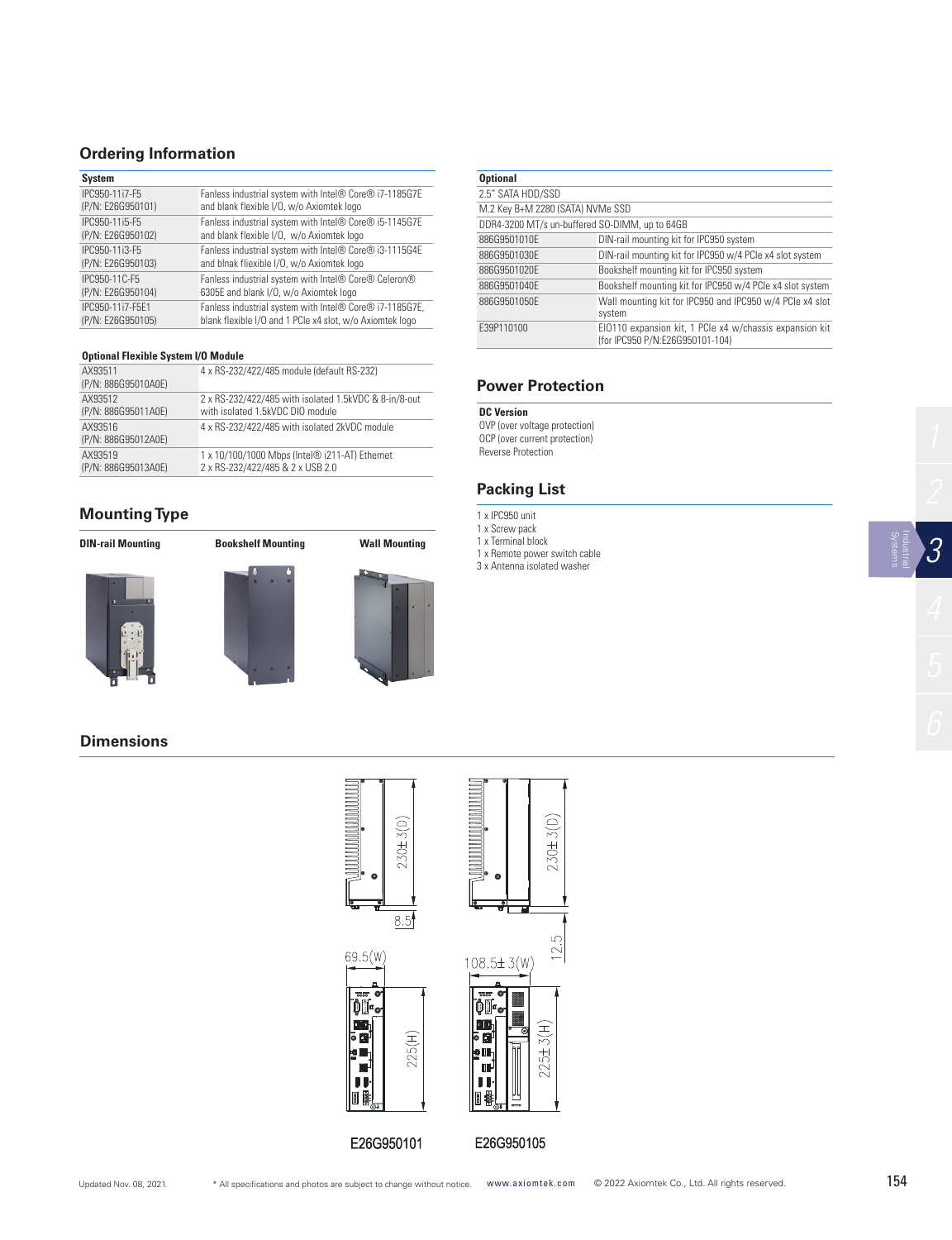## Ordering Information

| System | |
|---|---|
| IPC950-11i7-F5 (P/N: E26G950101) | Fanless industrial system with Intel® Core® i7-1185G7E and blank flexible I/O, w/o Axiomtek logo |
| IPC950-11i5-F5 (P/N: E26G950102) | Fanless industrial system with Intel® Core® i5-1145G7E and blnak flexible I/O, w/o Axiomtek logo |
| IPC950-11i3-F5 (P/N: E26G950103) | Fanless industrial system with Intel® Core® i3-1115G4E and blank flexible I/O, w/o Axiomtek logo |
| IPC950-11C-F5 (P/N: E26G950104) | Fanless industrial system with Intel® Core® Celeron® 6305E and blank I/O, w/o Axiomtek logo |
| IPC950-11i7-F5E1 (P/N: E26G950105) | Fanless industrial system with Intel® Core® i7-1185G7E, blank flexible I/O and 1 PCIe x4 slot, w/o Axiomtek logo |

| Optional Flexible System I/O Module | |
|---|---|
| AX93511 (P/N: 886G95010A0E) | 4 x RS-232/422/485 module (default RS-232) |
| AX93512 (P/N: 886G95011A0E) | 2 x RS-232/422/485 with isolated 1.5kVDC & 8-in/8-out with isolated 1.5kVDC DIO module |
| AX93516 (P/N: 886G95012A0E) | 4 x RS-232/422/485 with isolated 2kVDC module |
| AX93519 (P/N: 886G95013A0E) | 1 x 10/100/1000 Mbps (Intel® i211-AT) Ethernet 2 x RS-232/422/485 & 2 x USB 2.0 |

## Mounting Type

DIN-rail Mounting

Bookshelf Mounting

Wall Mounting

| Optional | |
|---|---|
| 2.5" SATA HDD/SSD | |
| M.2 Key B+M 2280 (SATA) NVMe SSD | |
| DDR4-3200 MT/s un-buffered SO-DIMM, up to 64GB | |
| 886G9501010E | DIN-rail mounting kit for IPC950 system |
| 886G9501030E | DIN-rail mounting kit for IPC950 w/4 PCIe x4 slot system |
| 886G9501020E | Bookshelf mounting kit for IPC950 system |
| 886G9501040E | Bookshelf mounting kit for IPC950 w/4 PCIe x4 slot system |
| 886G9501050E | Wall mounting kit for IPC950 and IPC950 w/4 PCIe x4 slot system |
| E39P110100 | EIO110 expansion kit, 1 PCIe x4 w/chassis expansion kit (for IPC950 P/N:E26G950101-104) |

## Power Protection

**DC Version**

OVP (over voltage protection)
OCP (over current protection)
Reverse Protection

## Packing List

1 x IPC950 unit
1 x Screw pack
1 x Terminal block
1 x Remote power switch cable
3 x Antenna isolated washer

## Dimensions

230± 3(D)
8.5
69.5(W)
225(H)
E26G950101

230± 3(D)
12.5
108.5± 3(W)
225± 3(H)
E26G950105

Updated Nov. 08, 2021. * All specifications and photos are subject to change without notice. www.axiomtek.com © 2022 Axiomtek Co., Ltd. All rights reserved.